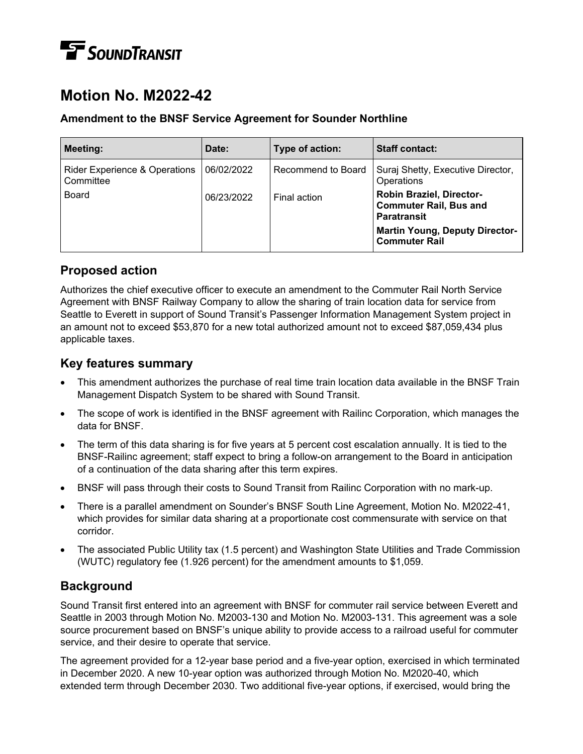SOUNDTRANSIT

# Motion No. M2022-42

### Amendment to the BNSF Service Agreement for Sounder Northline

| Meeting: | Date: | Type of action: | Staff contact: |
|---|---|---|---|
| Rider Experience & Operations Committee | 06/02/2022 | Recommend to Board | Suraj Shetty, Executive Director, Operations |
| Board | 06/23/2022 | Final action | **Robin Braziel, Director-Commuter Rail, Bus and Paratransit** <br> **Martin Young, Deputy Director-Commuter Rail** |

## Proposed action

Authorizes the chief executive officer to execute an amendment to the Commuter Rail North Service Agreement with BNSF Railway Company to allow the sharing of train location data for service from Seattle to Everett in support of Sound Transit's Passenger Information Management System project in an amount not to exceed $53,870 for a new total authorized amount not to exceed $87,059,434 plus applicable taxes.

## Key features summary

- This amendment authorizes the purchase of real time train location data available in the BNSF Train Management Dispatch System to be shared with Sound Transit.
- The scope of work is identified in the BNSF agreement with Railinc Corporation, which manages the data for BNSF.
- The term of this data sharing is for five years at 5 percent cost escalation annually. It is tied to the BNSF-Railinc agreement; staff expect to bring a follow-on arrangement to the Board in anticipation of a continuation of the data sharing after this term expires.
- BNSF will pass through their costs to Sound Transit from Railinc Corporation with no mark-up.
- There is a parallel amendment on Sounder's BNSF South Line Agreement, Motion No. M2022-41, which provides for similar data sharing at a proportionate cost commensurate with service on that corridor.
- The associated Public Utility tax (1.5 percent) and Washington State Utilities and Trade Commission (WUTC) regulatory fee (1.926 percent) for the amendment amounts to $1,059.

## Background

Sound Transit first entered into an agreement with BNSF for commuter rail service between Everett and Seattle in 2003 through Motion No. M2003-130 and Motion No. M2003-131. This agreement was a sole source procurement based on BNSF's unique ability to provide access to a railroad useful for commuter service, and their desire to operate that service.

The agreement provided for a 12-year base period and a five-year option, exercised in which terminated in December 2020. A new 10-year option was authorized through Motion No. M2020-40, which extended term through December 2030. Two additional five-year options, if exercised, would bring the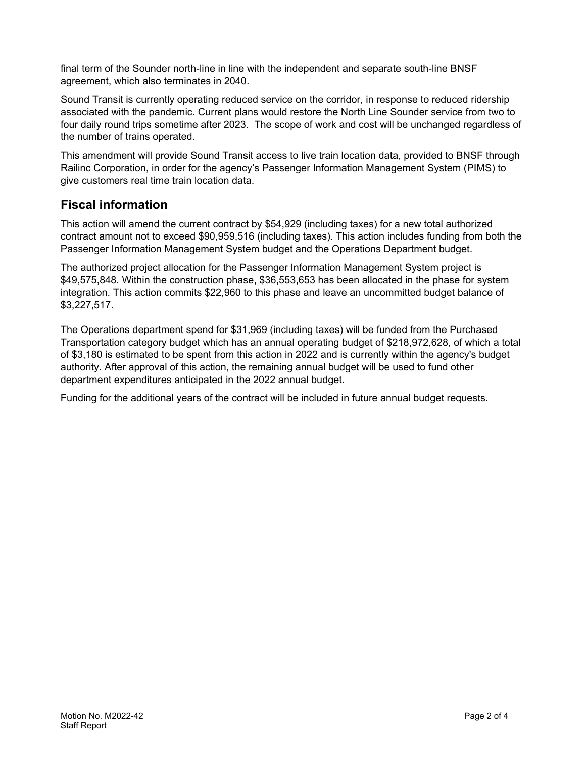final term of the Sounder north-line in line with the independent and separate south-line BNSF agreement, which also terminates in 2040.

Sound Transit is currently operating reduced service on the corridor, in response to reduced ridership associated with the pandemic. Current plans would restore the North Line Sounder service from two to four daily round trips sometime after 2023. The scope of work and cost will be unchanged regardless of the number of trains operated.

This amendment will provide Sound Transit access to live train location data, provided to BNSF through Railinc Corporation, in order for the agency's Passenger Information Management System (PIMS) to give customers real time train location data.

## Fiscal information

This action will amend the current contract by $54,929 (including taxes) for a new total authorized contract amount not to exceed $90,959,516 (including taxes). This action includes funding from both the Passenger Information Management System budget and the Operations Department budget.

The authorized project allocation for the Passenger Information Management System project is $49,575,848. Within the construction phase, $36,553,653 has been allocated in the phase for system integration. This action commits $22,960 to this phase and leave an uncommitted budget balance of $3,227,517.

The Operations department spend for $31,969 (including taxes) will be funded from the Purchased Transportation category budget which has an annual operating budget of $218,972,628, of which a total of $3,180 is estimated to be spent from this action in 2022 and is currently within the agency's budget authority. After approval of this action, the remaining annual budget will be used to fund other department expenditures anticipated in the 2022 annual budget.

Funding for the additional years of the contract will be included in future annual budget requests.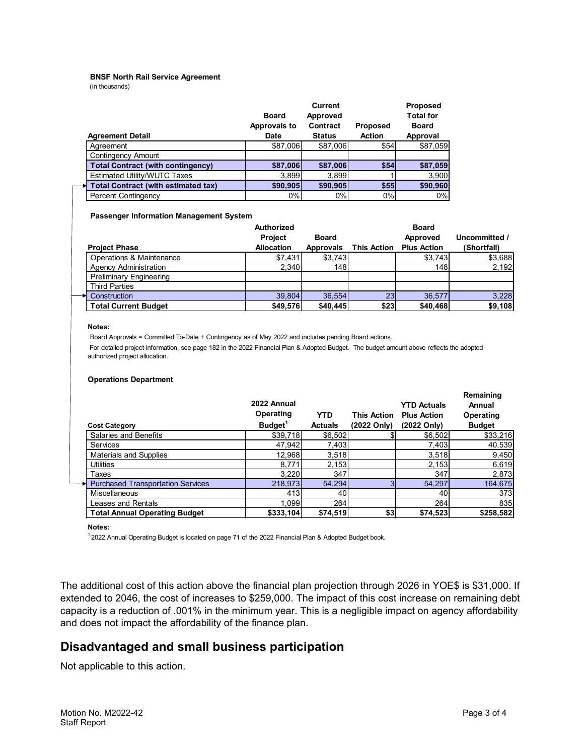**BNSF North Rail Service Agreement**
(in thousands)

| Agreement Detail | Board Approvals to Date | Current Approved Contract Status | Proposed Action | Proposed Total for Board Approval |
|---|---|---|---|---|
| Agreement | $87,006 | $87,006 | $54 | $87,059 |
| Contingency Amount | | | | |
| **Total Contract (with contingency)** | **$87,006** | **$87,006** | **$54** | **$87,059** |
| Estimated Utility/WUTC Taxes | 3,899 | 3,899 | 1 | 3,900 |
| **Total Contract (with estimated tax)** | **$90,905** | **$90,905** | **$55** | **$90,960** |
| Percent Contingency | 0% | 0% | 0% | 0% |

**Passenger Information Management System**

| Project Phase | Authorized Project Allocation | Board Approvals | This Action | Board Approved Plus Action | Uncommitted / (Shortfall) |
|---|---|---|---|---|---|
| Operations & Maintenance | $7,431 | $3,743 | | $3,743 | $3,688 |
| Agency Administration | 2,340 | 148 | | 148 | 2,192 |
| Preliminary Engineering | | | | | |
| Third Parties | | | | | |
| Construction | 39,804 | 36,554 | 23 | 36,577 | 3,228 |
| **Total Current Budget** | **$49,576** | **$40,445** | **$23** | **$40,468** | **$9,108** |

**Notes:**

Board Approvals = Committed To-Date + Contingency as of May 2022 and includes pending Board actions.

For detailed project information, see page 182 in the 2022 Financial Plan & Adopted Budget. The budget amount above reflects the adopted authorized project allocation.

**Operations Department**

| Cost Category | 2022 Annual Operating Budget[1] | YTD Actuals | This Action (2022 Only) | YTD Actuals Plus Action (2022 Only) | Remaining Annual Operating Budget |
|---|---|---|---|---|---|
| Salaries and Benefits | $39,718 | $6,502 | $ | $6,502 | $33,216 |
| Services | 47,942 | 7,403 | | 7,403 | 40,539 |
| Materials and Supplies | 12,968 | 3,518 | | 3,518 | 9,450 |
| Utilities | 8,771 | 2,153 | | 2,153 | 6,619 |
| Taxes | 3,220 | 347 | | 347 | 2,873 |
| Purchased Transportation Services | 218,973 | 54,294 | 3 | 54,297 | 164,675 |
| Miscellaneous | 413 | 40 | | 40 | 373 |
| Leases and Rentals | 1,099 | 264 | | 264 | 835 |
| **Total Annual Operating Budget** | **$333,104** | **$74,519** | **$3** | **$74,523** | **$258,582** |

**Notes:**

[1] 2022 Annual Operating Budget is located on page 71 of the 2022 Financial Plan & Adopted Budget book.

The additional cost of this action above the financial plan projection through 2026 in YOE$ is $31,000. If extended to 2046, the cost of increases to $259,000. The impact of this cost increase on remaining debt capacity is a reduction of .001% in the minimum year. This is a negligible impact on agency affordability and does not impact the affordability of the finance plan.

## Disadvantaged and small business participation

Not applicable to this action.

Motion No. M2022-42
Staff Report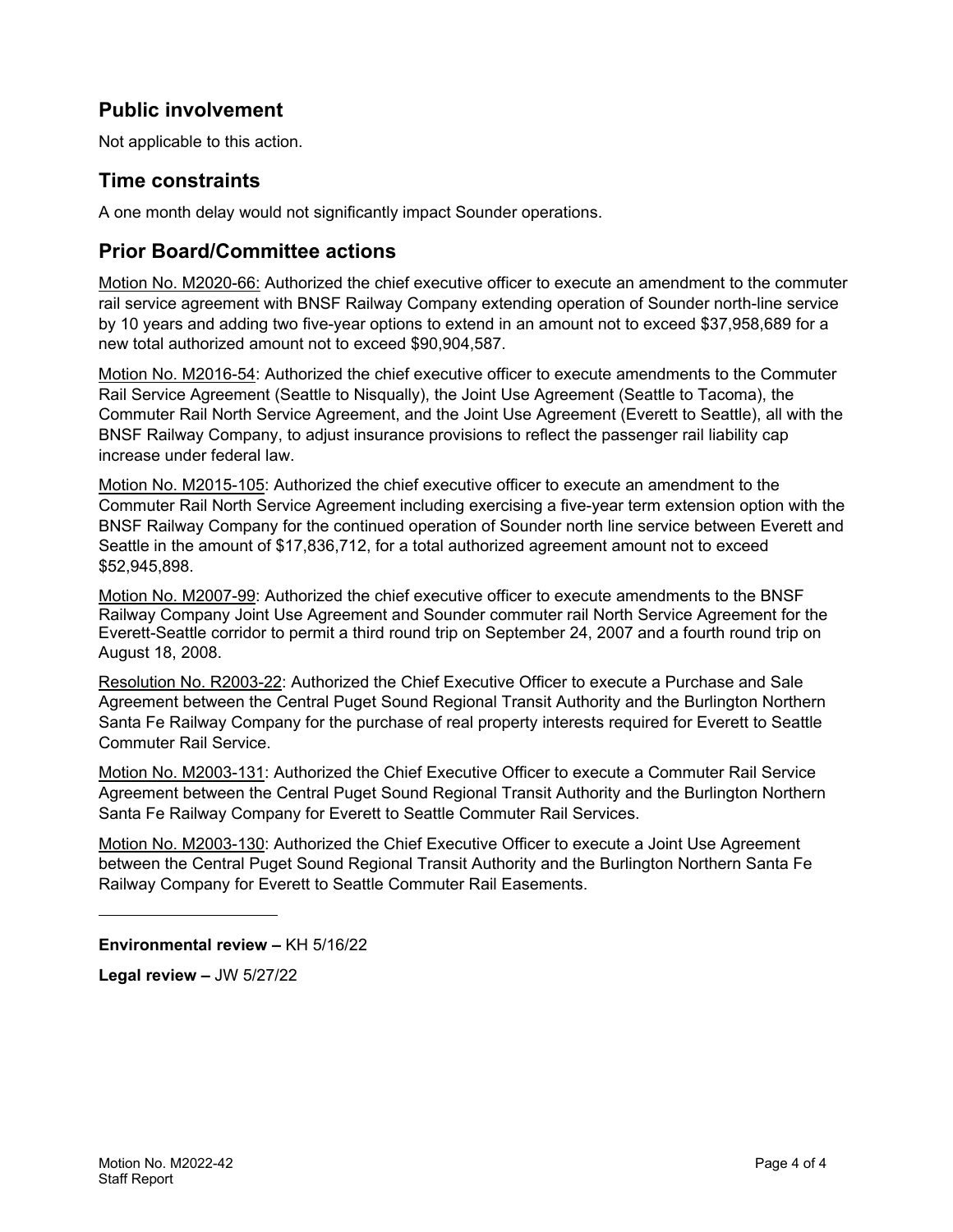## Public involvement

Not applicable to this action.

## Time constraints

A one month delay would not significantly impact Sounder operations.

## Prior Board/Committee actions

Motion No. M2020-66: Authorized the chief executive officer to execute an amendment to the commuter rail service agreement with BNSF Railway Company extending operation of Sounder north-line service by 10 years and adding two five-year options to extend in an amount not to exceed $37,958,689 for a new total authorized amount not to exceed $90,904,587.

Motion No. M2016-54: Authorized the chief executive officer to execute amendments to the Commuter Rail Service Agreement (Seattle to Nisqually), the Joint Use Agreement (Seattle to Tacoma), the Commuter Rail North Service Agreement, and the Joint Use Agreement (Everett to Seattle), all with the BNSF Railway Company, to adjust insurance provisions to reflect the passenger rail liability cap increase under federal law.

Motion No. M2015-105: Authorized the chief executive officer to execute an amendment to the Commuter Rail North Service Agreement including exercising a five-year term extension option with the BNSF Railway Company for the continued operation of Sounder north line service between Everett and Seattle in the amount of $17,836,712, for a total authorized agreement amount not to exceed $52,945,898.

Motion No. M2007-99: Authorized the chief executive officer to execute amendments to the BNSF Railway Company Joint Use Agreement and Sounder commuter rail North Service Agreement for the Everett-Seattle corridor to permit a third round trip on September 24, 2007 and a fourth round trip on August 18, 2008.

Resolution No. R2003-22: Authorized the Chief Executive Officer to execute a Purchase and Sale Agreement between the Central Puget Sound Regional Transit Authority and the Burlington Northern Santa Fe Railway Company for the purchase of real property interests required for Everett to Seattle Commuter Rail Service.

Motion No. M2003-131: Authorized the Chief Executive Officer to execute a Commuter Rail Service Agreement between the Central Puget Sound Regional Transit Authority and the Burlington Northern Santa Fe Railway Company for Everett to Seattle Commuter Rail Services.

Motion No. M2003-130: Authorized the Chief Executive Officer to execute a Joint Use Agreement between the Central Puget Sound Regional Transit Authority and the Burlington Northern Santa Fe Railway Company for Everett to Seattle Commuter Rail Easements.

---

**Environmental review –** KH 5/16/22

**Legal review –** JW 5/27/22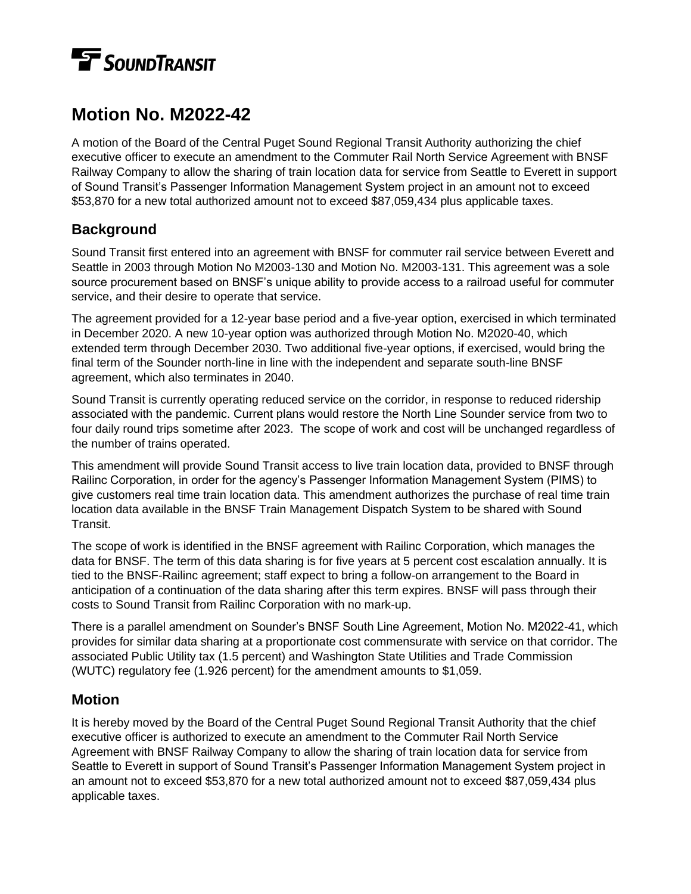SOUNDTRANSIT

# Motion No. M2022-42

A motion of the Board of the Central Puget Sound Regional Transit Authority authorizing the chief executive officer to execute an amendment to the Commuter Rail North Service Agreement with BNSF Railway Company to allow the sharing of train location data for service from Seattle to Everett in support of Sound Transit's Passenger Information Management System project in an amount not to exceed $53,870 for a new total authorized amount not to exceed $87,059,434 plus applicable taxes.

## Background

Sound Transit first entered into an agreement with BNSF for commuter rail service between Everett and Seattle in 2003 through Motion No M2003-130 and Motion No. M2003-131. This agreement was a sole source procurement based on BNSF's unique ability to provide access to a railroad useful for commuter service, and their desire to operate that service.

The agreement provided for a 12-year base period and a five-year option, exercised in which terminated in December 2020. A new 10-year option was authorized through Motion No. M2020-40, which extended term through December 2030. Two additional five-year options, if exercised, would bring the final term of the Sounder north-line in line with the independent and separate south-line BNSF agreement, which also terminates in 2040.

Sound Transit is currently operating reduced service on the corridor, in response to reduced ridership associated with the pandemic. Current plans would restore the North Line Sounder service from two to four daily round trips sometime after 2023. The scope of work and cost will be unchanged regardless of the number of trains operated.

This amendment will provide Sound Transit access to live train location data, provided to BNSF through Railinc Corporation, in order for the agency's Passenger Information Management System (PIMS) to give customers real time train location data. This amendment authorizes the purchase of real time train location data available in the BNSF Train Management Dispatch System to be shared with Sound Transit.

The scope of work is identified in the BNSF agreement with Railinc Corporation, which manages the data for BNSF. The term of this data sharing is for five years at 5 percent cost escalation annually. It is tied to the BNSF-Railinc agreement; staff expect to bring a follow-on arrangement to the Board in anticipation of a continuation of the data sharing after this term expires. BNSF will pass through their costs to Sound Transit from Railinc Corporation with no mark-up.

There is a parallel amendment on Sounder's BNSF South Line Agreement, Motion No. M2022-41, which provides for similar data sharing at a proportionate cost commensurate with service on that corridor. The associated Public Utility tax (1.5 percent) and Washington State Utilities and Trade Commission (WUTC) regulatory fee (1.926 percent) for the amendment amounts to $1,059.

## Motion

It is hereby moved by the Board of the Central Puget Sound Regional Transit Authority that the chief executive officer is authorized to execute an amendment to the Commuter Rail North Service Agreement with BNSF Railway Company to allow the sharing of train location data for service from Seattle to Everett in support of Sound Transit's Passenger Information Management System project in an amount not to exceed $53,870 for a new total authorized amount not to exceed $87,059,434 plus applicable taxes.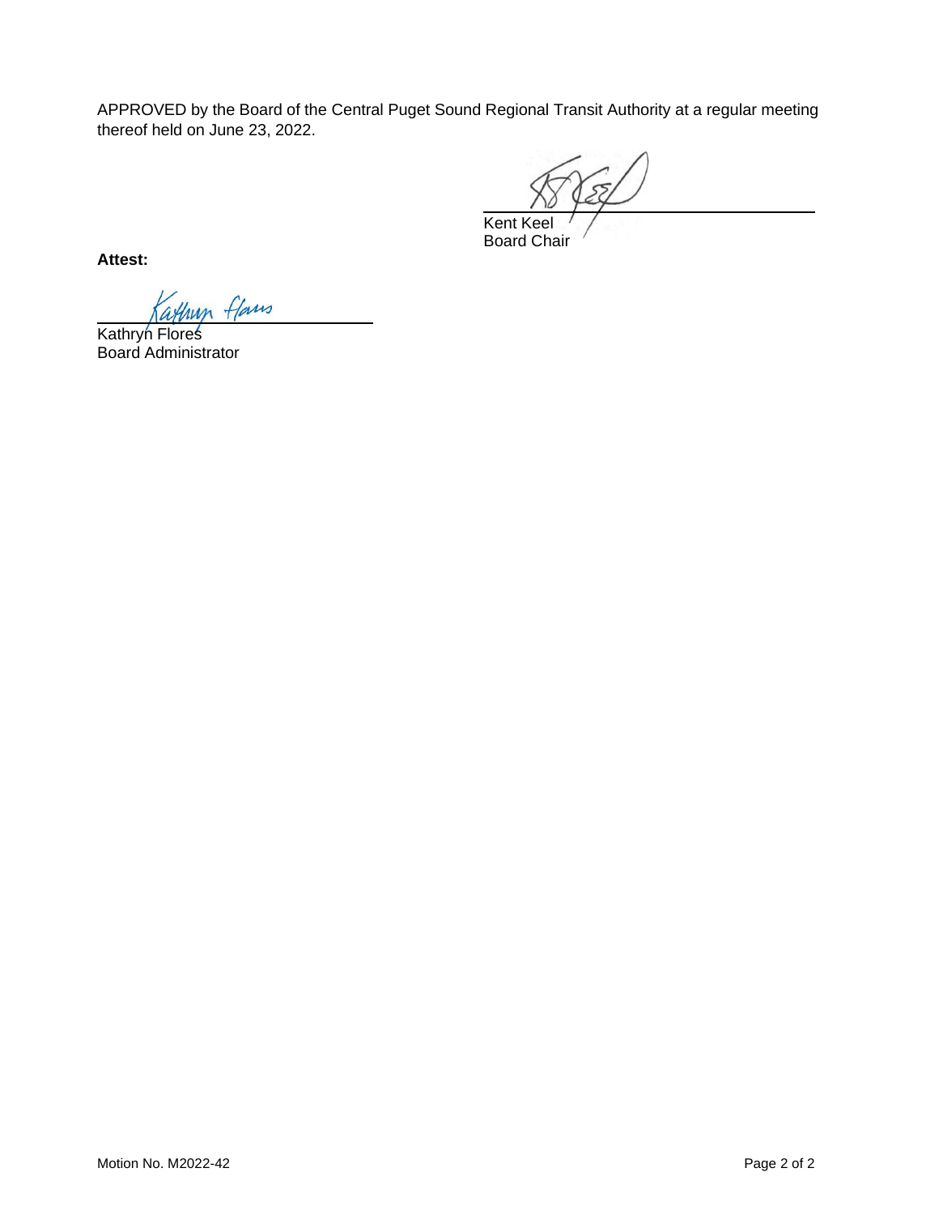APPROVED by the Board of the Central Puget Sound Regional Transit Authority at a regular meeting thereof held on June 23, 2022.

Kent Keel
Board Chair

**Attest:**

Kathryn Flores
Board Administrator